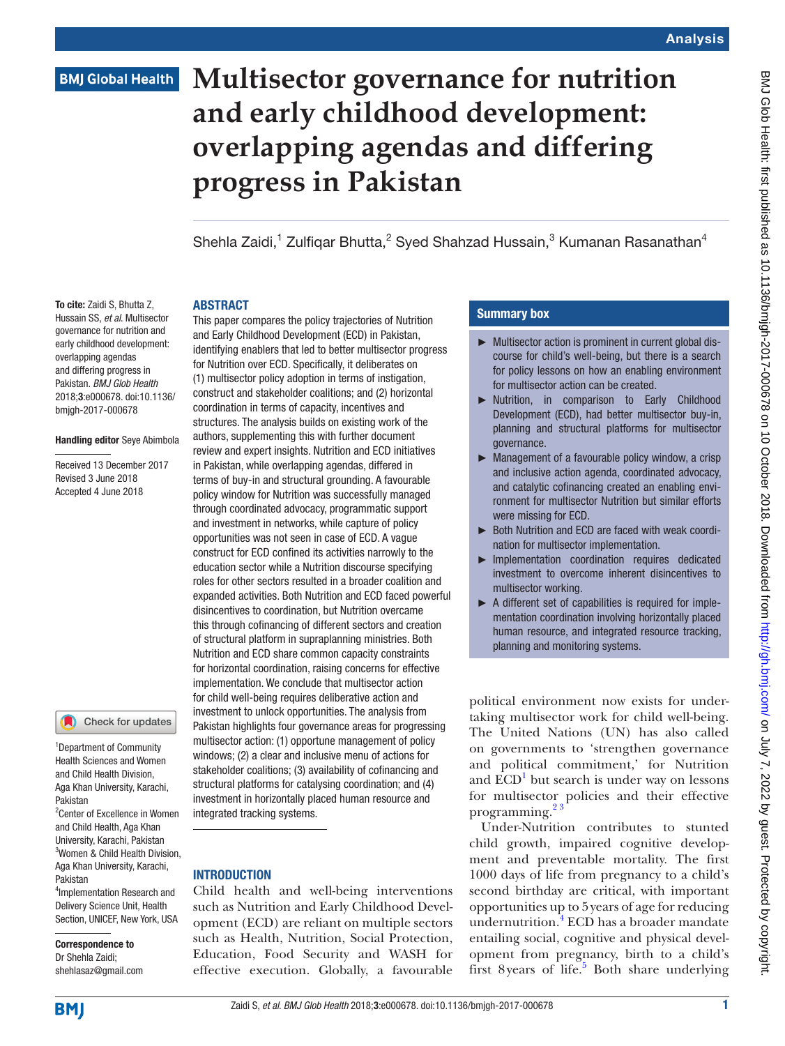# Multisector governance for nutrition and early childhood development: overlapping agendas and differing progress in Pakistan

Shehla Zaidi,[1] Zulfiqar Bhutta,[2] Syed Shahzad Hussain,[3] Kumanan Rasanathan[4]

**To cite:** Zaidi S, Bhutta Z, Hussain SS, *et al*. Multisector governance for nutrition and early childhood development: overlapping agendas and differing progress in Pakistan. *BMJ Glob Health* 2018;**3**:e000678. doi:10.1136/bmjgh-2017-000678

**Handling editor** Seye Abimbola

Received 13 December 2017
Revised 3 June 2018
Accepted 4 June 2018

[1]Department of Community Health Sciences and Women and Child Health Division, Aga Khan University, Karachi, Pakistan
[2]Center of Excellence in Women and Child Health, Aga Khan University, Karachi, Pakistan
[3]Women & Child Health Division, Aga Khan University, Karachi, Pakistan
[4]Implementation Research and Delivery Science Unit, Health Section, UNICEF, New York, USA

**Correspondence to**
Dr Shehla Zaidi;
shehlasaz@gmail.com

## ABSTRACT

This paper compares the policy trajectories of Nutrition and Early Childhood Development (ECD) in Pakistan, identifying enablers that led to better multisector progress for Nutrition over ECD. Specifically, it deliberates on (1) multisector policy adoption in terms of instigation, construct and stakeholder coalitions; and (2) horizontal coordination in terms of capacity, incentives and structures. The analysis builds on existing work of the authors, supplementing this with further document review and expert insights. Nutrition and ECD initiatives in Pakistan, while overlapping agendas, differed in terms of buy-in and structural grounding. A favourable policy window for Nutrition was successfully managed through coordinated advocacy, programmatic support and investment in networks, while capture of policy opportunities was not seen in case of ECD. A vague construct for ECD confined its activities narrowly to the education sector while a Nutrition discourse specifying roles for other sectors resulted in a broader coalition and expanded activities. Both Nutrition and ECD faced powerful disincentives to coordination, but Nutrition overcame this through cofinancing of different sectors and creation of structural platform in supraplanning ministries. Both Nutrition and ECD share common capacity constraints for horizontal coordination, raising concerns for effective implementation. We conclude that multisector action for child well-being requires deliberative action and investment to unlock opportunities. The analysis from Pakistan highlights four governance areas for progressing multisector action: (1) opportune management of policy windows; (2) a clear and inclusive menu of actions for stakeholder coalitions; (3) availability of cofinancing and structural platforms for catalysing coordination; and (4) investment in horizontally placed human resource and integrated tracking systems.

### Summary box

- Multisector action is prominent in current global discourse for child's well-being, but there is a search for policy lessons on how an enabling environment for multisector action can be created.
- Nutrition, in comparison to Early Childhood Development (ECD), had better multisector buy-in, planning and structural platforms for multisector governance.
- Management of a favourable policy window, a crisp and inclusive action agenda, coordinated advocacy, and catalytic cofinancing created an enabling environment for multisector Nutrition but similar efforts were missing for ECD.
- Both Nutrition and ECD are faced with weak coordination for multisector implementation.
- Implementation coordination requires dedicated investment to overcome inherent disincentives to multisector working.
- A different set of capabilities is required for implementation coordination involving horizontally placed human resource, and integrated resource tracking, planning and monitoring systems.

## INTRODUCTION

Child health and well-being interventions such as Nutrition and Early Childhood Development (ECD) are reliant on multiple sectors such as Health, Nutrition, Social Protection, Education, Food Security and WASH for effective execution. Globally, a favourable political environment now exists for undertaking multisector work for child well-being. The United Nations (UN) has also called on governments to 'strengthen governance and political commitment,' for Nutrition and ECD[1] but search is under way on lessons for multisector policies and their effective programming.[2,3]

Under-Nutrition contributes to stunted child growth, impaired cognitive development and preventable mortality. The first 1000 days of life from pregnancy to a child's second birthday are critical, with important opportunities up to 5 years of age for reducing undernutrition.[4] ECD has a broader mandate entailing social, cognitive and physical development from pregnancy, birth to a child's first 8 years of life.[5] Both share underlying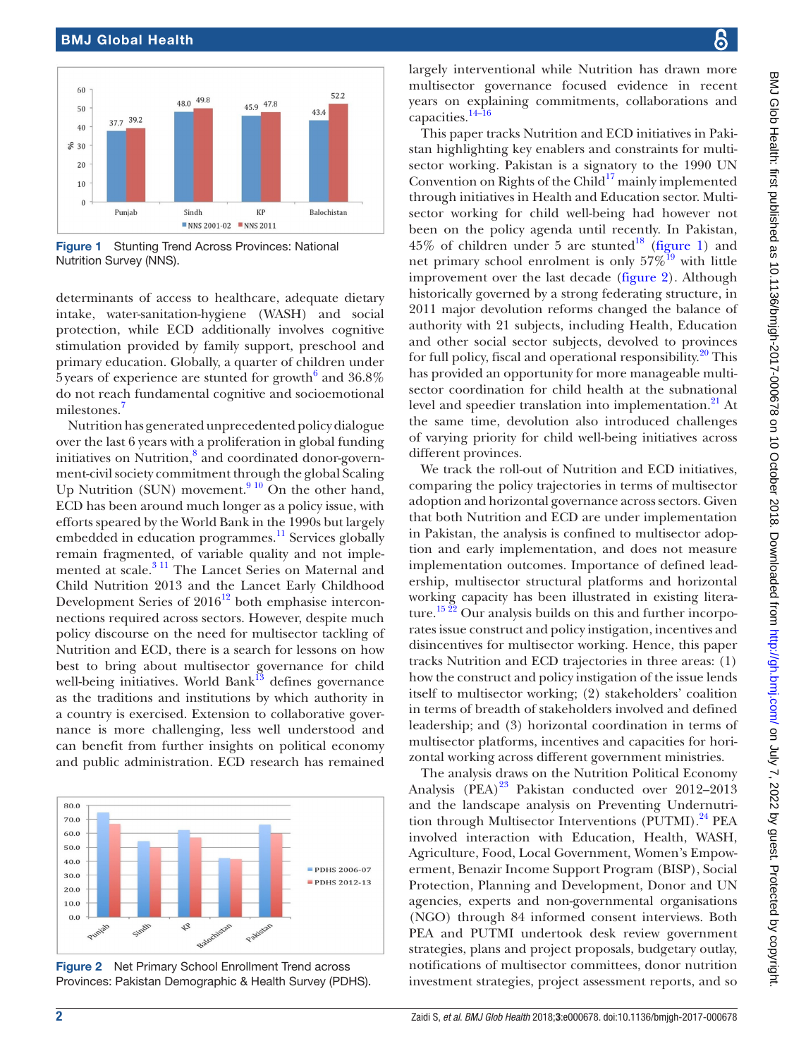Figure 1 Stunting Trend Across Provinces: National Nutrition Survey (NNS).

determinants of access to healthcare, adequate dietary intake, water-sanitation-hygiene (WASH) and social protection, while ECD additionally involves cognitive stimulation provided by family support, preschool and primary education. Globally, a quarter of children under 5 years of experience are stunted for growth[6] and 36.8% do not reach fundamental cognitive and socioemotional milestones.[7]

Nutrition has generated unprecedented policy dialogue over the last 6 years with a proliferation in global funding initiatives on Nutrition,[8] and coordinated donor-government-civil society commitment through the global Scaling Up Nutrition (SUN) movement.[9 10] On the other hand, ECD has been around much longer as a policy issue, with efforts speared by the World Bank in the 1990s but largely embedded in education programmes.[11] Services globally remain fragmented, of variable quality and not implemented at scale.[3 11] The Lancet Series on Maternal and Child Nutrition 2013 and the Lancet Early Childhood Development Series of 2016[12] both emphasise interconnections required across sectors. However, despite much policy discourse on the need for multisector tackling of Nutrition and ECD, there is a search for lessons on how best to bring about multisector governance for child well-being initiatives. World Bank[13] defines governance as the traditions and institutions by which authority in a country is exercised. Extension to collaborative governance is more challenging, less well understood and can benefit from further insights on political economy and public administration. ECD research has remained largely interventional while Nutrition has drawn more multisector governance focused evidence in recent years on explaining commitments, collaborations and capacities.[14–16]

Figure 2 Net Primary School Enrollment Trend across Provinces: Pakistan Demographic & Health Survey (PDHS).

This paper tracks Nutrition and ECD initiatives in Pakistan highlighting key enablers and constraints for multisector working. Pakistan is a signatory to the 1990 UN Convention on Rights of the Child[17] mainly implemented through initiatives in Health and Education sector. Multisector working for child well-being had however not been on the policy agenda until recently. In Pakistan, 45% of children under 5 are stunted[18] (figure 1) and net primary school enrolment is only 57%[19] with little improvement over the last decade (figure 2). Although historically governed by a strong federating structure, in 2011 major devolution reforms changed the balance of authority with 21 subjects, including Health, Education and other social sector subjects, devolved to provinces for full policy, fiscal and operational responsibility.[20] This has provided an opportunity for more manageable multisector coordination for child health at the subnational level and speedier translation into implementation.[21] At the same time, devolution also introduced challenges of varying priority for child well-being initiatives across different provinces.

We track the roll-out of Nutrition and ECD initiatives, comparing the policy trajectories in terms of multisector adoption and horizontal governance across sectors. Given that both Nutrition and ECD are under implementation in Pakistan, the analysis is confined to multisector adoption and early implementation, and does not measure implementation outcomes. Importance of defined leadership, multisector structural platforms and horizontal working capacity has been illustrated in existing literature.[15 22] Our analysis builds on this and further incorporates issue construct and policy instigation, incentives and disincentives for multisector working. Hence, this paper tracks Nutrition and ECD trajectories in three areas: (1) how the construct and policy instigation of the issue lends itself to multisector working; (2) stakeholders' coalition in terms of breadth of stakeholders involved and defined leadership; and (3) horizontal coordination in terms of multisector platforms, incentives and capacities for horizontal working across different government ministries.

The analysis draws on the Nutrition Political Economy Analysis (PEA)[23] Pakistan conducted over 2012–2013 and the landscape analysis on Preventing Undernutrition through Multisector Interventions (PUTMI).[24] PEA involved interaction with Education, Health, WASH, Agriculture, Food, Local Government, Women's Empowerment, Benazir Income Support Program (BISP), Social Protection, Planning and Development, Donor and UN agencies, experts and non-governmental organisations (NGO) through 84 informed consent interviews. Both PEA and PUTMI undertook desk review government strategies, plans and project proposals, budgetary outlay, notifications of multisector committees, donor nutrition investment strategies, project assessment reports, and so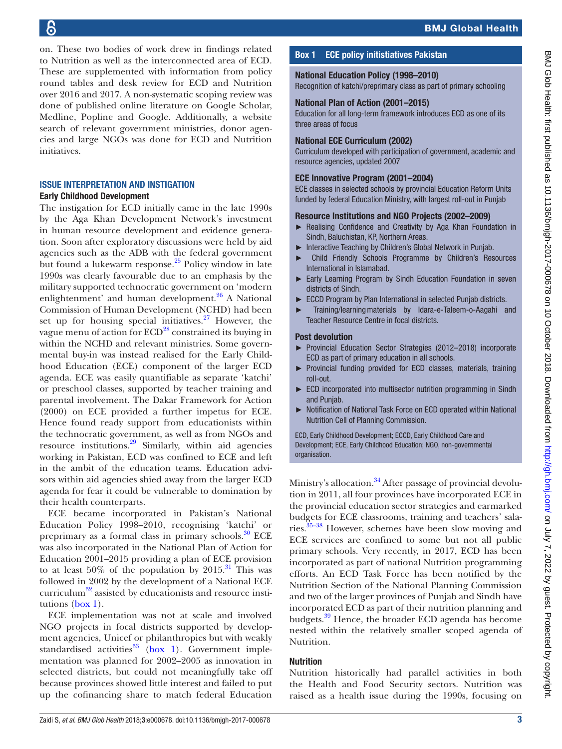on. These two bodies of work drew in findings related to Nutrition as well as the interconnected area of ECD. These are supplemented with information from policy round tables and desk review for ECD and Nutrition over 2016 and 2017. A non-systematic scoping review was done of published online literature on Google Scholar, Medline, Popline and Google. Additionally, a website search of relevant government ministries, donor agencies and large NGOs was done for ECD and Nutrition initiatives.

## ISSUE INTERPRETATION AND INSTIGATION

### Early Childhood Development

The instigation for ECD initially came in the late 1990s by the Aga Khan Development Network's investment in human resource development and evidence generation. Soon after exploratory discussions were held by aid agencies such as the ADB with the federal government but found a lukewarm response.[25] Policy window in late 1990s was clearly favourable due to an emphasis by the military supported technocratic government on 'modern enlightenment' and human development.[26] A National Commission of Human Development (NCHD) had been set up for housing special initiatives.[27] However, the vague menu of action for ECD[28] constrained its buying in within the NCHD and relevant ministries. Some governmental buy-in was instead realised for the Early Childhood Education (ECE) component of the larger ECD agenda. ECE was easily quantifiable as separate 'katchi' or preschool classes, supported by teacher training and parental involvement. The Dakar Framework for Action (2000) on ECE provided a further impetus for ECE. Hence found ready support from educationists within the technocratic government, as well as from NGOs and resource institutions.[29] Similarly, within aid agencies working in Pakistan, ECD was confined to ECE and left in the ambit of the education teams. Education advisors within aid agencies shied away from the larger ECD agenda for fear it could be vulnerable to domination by their health counterparts.

ECE became incorporated in Pakistan's National Education Policy 1998–2010, recognising 'katchi' or preprimary as a formal class in primary schools.[30] ECE was also incorporated in the National Plan of Action for Education 2001–2015 providing a plan of ECE provision to at least 50% of the population by 2015.[31] This was followed in 2002 by the development of a National ECE curriculum[32] assisted by educationists and resource institutions (box 1).

ECE implementation was not at scale and involved NGO projects in focal districts supported by development agencies, Unicef or philanthropies but with weakly standardised activities[33] (box 1). Government implementation was planned for 2002–2005 as innovation in selected districts, but could not meaningfully take off because provinces showed little interest and failed to put up the cofinancing share to match federal Education Ministry's allocation.[34] After passage of provincial devolution in 2011, all four provinces have incorporated ECE in the provincial education sector strategies and earmarked budgets for ECE classrooms, training and teachers' salaries.[35–38] However, schemes have been slow moving and ECE services are confined to some but not all public primary schools. Very recently, in 2017, ECD has been incorporated as part of national Nutrition programming efforts. An ECD Task Force has been notified by the Nutrition Section of the National Planning Commission and two of the larger provinces of Punjab and Sindh have incorporated ECD as part of their nutrition planning and budgets.[39] Hence, the broader ECD agenda has become nested within the relatively smaller scoped agenda of Nutrition.

> **Box 1 ECE policy intitiatives Pakistan**
>
> **National Education Policy (1998–2010)**
> Recognition of katchi/preprimary class as part of primary schooling
>
> **National Plan of Action (2001–2015)**
> Education for all long-term framework introduces ECD as one of its three areas of focus
>
> **National ECE Curriculum (2002)**
> Curriculum developed with participation of government, academic and resource agencies, updated 2007
>
> **ECE Innovative Program (2001–2004)**
> ECE classes in selected schools by provincial Education Reform Units funded by federal Education Ministry, with largest roll-out in Punjab
>
> **Resource Institutions and NGO Projects (2002–2009)**
> - Realising Confidence and Creativity by Aga Khan Foundation in Sindh, Baluchistan, KP, Northern Areas.
> - Interactive Teaching by Children's Global Network in Punjab.
> - Child Friendly Schools Programme by Children's Resources International in Islamabad.
> - Early Learning Program by Sindh Education Foundation in seven districts of Sindh.
> - ECCD Program by Plan International in selected Punjab districts.
> - Training/learning materials by Idara-e-Taleem-o-Aagahi and Teacher Resource Centre in focal districts.
>
> **Post devolution**
> - Provincial Education Sector Strategies (2012–2018) incorporate ECD as part of primary education in all schools.
> - Provincial funding provided for ECD classes, materials, training roll-out.
> - ECD incorporated into multisector nutrition programming in Sindh and Punjab.
> - Notification of National Task Force on ECD operated within National Nutrition Cell of Planning Commission.
>
> ECD, Early Childhood Development; ECCD, Early Childhood Care and Development; ECE, Early Childhood Education; NGO, non-governmental organisation.

### Nutrition

Nutrition historically had parallel activities in both the Health and Food Security sectors. Nutrition was raised as a health issue during the 1990s, focusing on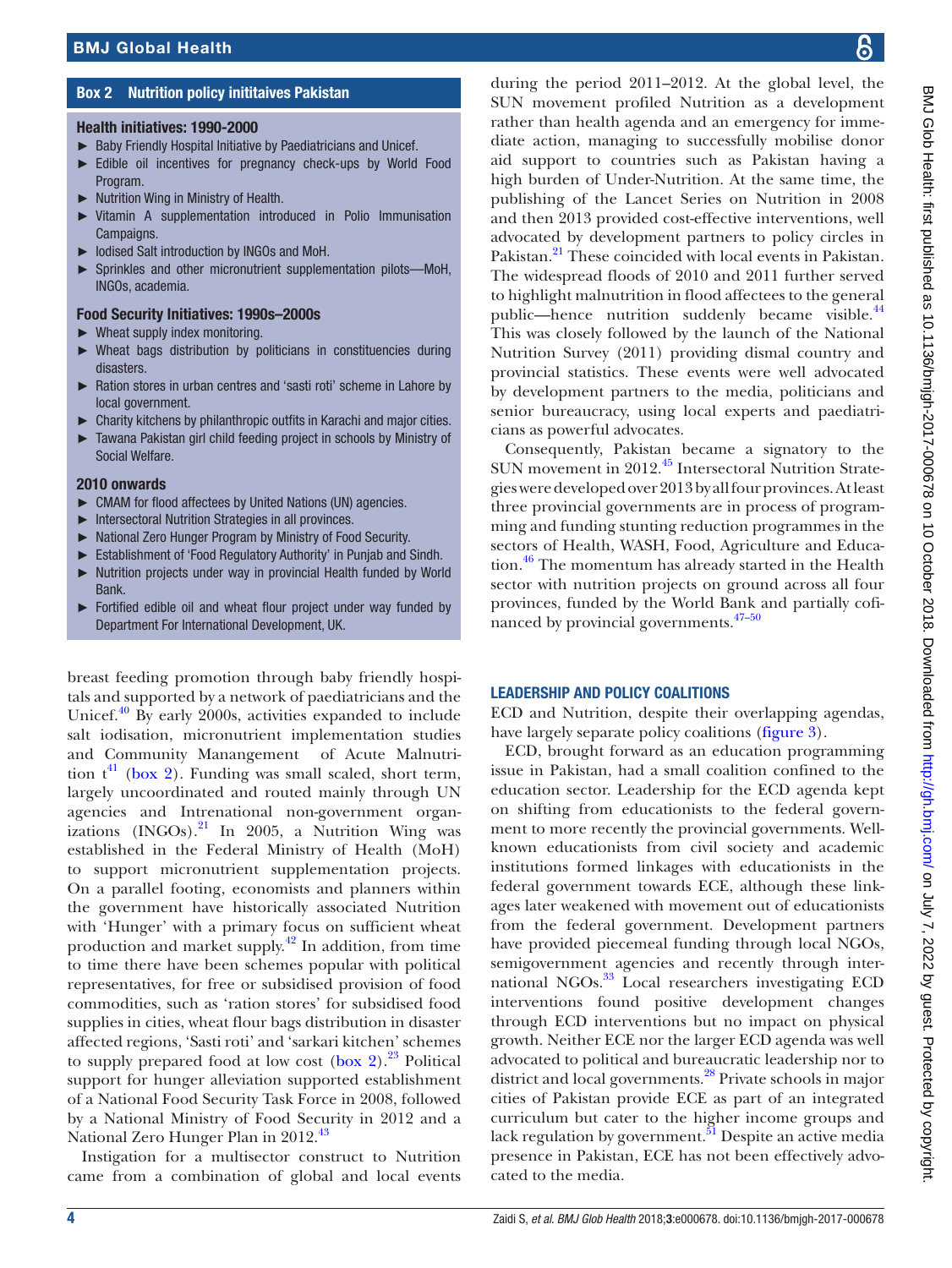## Box 2 Nutrition policy inititaives Pakistan

**Health initiatives: 1990-2000**

- Baby Friendly Hospital Initiative by Paediatricians and Unicef.
- Edible oil incentives for pregnancy check-ups by World Food Program.
- Nutrition Wing in Ministry of Health.
- Vitamin A supplementation introduced in Polio Immunisation Campaigns.
- Iodised Salt introduction by INGOs and MoH.
- Sprinkles and other micronutrient supplementation pilots—MoH, INGOs, academia.

**Food Security Initiatives: 1990s–2000s**

- Wheat supply index monitoring.
- Wheat bags distribution by politicians in constituencies during disasters.
- Ration stores in urban centres and 'sasti roti' scheme in Lahore by local government.
- Charity kitchens by philanthropic outfits in Karachi and major cities.
- Tawana Pakistan girl child feeding project in schools by Ministry of Social Welfare.

**2010 onwards**

- CMAM for flood affectees by United Nations (UN) agencies.
- Intersectoral Nutrition Strategies in all provinces.
- National Zero Hunger Program by Ministry of Food Security.
- Establishment of 'Food Regulatory Authority' in Punjab and Sindh.
- Nutrition projects under way in provincial Health funded by World Bank.
- Fortified edible oil and wheat flour project under way funded by Department For International Development, UK.

breast feeding promotion through baby friendly hospitals and supported by a network of paediatricians and the Unicef.[40] By early 2000s, activities expanded to include salt iodisation, micronutrient implementation studies and Community Manangement of Acute Malnutrition t[41] (box 2). Funding was small scaled, short term, largely uncoordinated and routed mainly through UN agencies and Intrenational non-government organizations (INGOs).[21] In 2005, a Nutrition Wing was established in the Federal Ministry of Health (MoH) to support micronutrient supplementation projects. On a parallel footing, economists and planners within the government have historically associated Nutrition with 'Hunger' with a primary focus on sufficient wheat production and market supply.[42] In addition, from time to time there have been schemes popular with political representatives, for free or subsidised provision of food commodities, such as 'ration stores' for subsidised food supplies in cities, wheat flour bags distribution in disaster affected regions, 'Sasti roti' and 'sarkari kitchen' schemes to supply prepared food at low cost (box 2).[23] Political support for hunger alleviation supported establishment of a National Food Security Task Force in 2008, followed by a National Ministry of Food Security in 2012 and a National Zero Hunger Plan in 2012.[43]

Instigation for a multisector construct to Nutrition came from a combination of global and local events during the period 2011–2012. At the global level, the SUN movement profiled Nutrition as a development rather than health agenda and an emergency for immediate action, managing to successfully mobilise donor aid support to countries such as Pakistan having a high burden of Under-Nutrition. At the same time, the publishing of the Lancet Series on Nutrition in 2008 and then 2013 provided cost-effective interventions, well advocated by development partners to policy circles in Pakistan.[21] These coincided with local events in Pakistan. The widespread floods of 2010 and 2011 further served to highlight malnutrition in flood affectees to the general public—hence nutrition suddenly became visible.[44] This was closely followed by the launch of the National Nutrition Survey (2011) providing dismal country and provincial statistics. These events were well advocated by development partners to the media, politicians and senior bureaucracy, using local experts and paediatricians as powerful advocates.

Consequently, Pakistan became a signatory to the SUN movement in 2012.[45] Intersectoral Nutrition Strategies were developed over 2013 by all four provinces. At least three provincial governments are in process of programming and funding stunting reduction programmes in the sectors of Health, WASH, Food, Agriculture and Education.[46] The momentum has already started in the Health sector with nutrition projects on ground across all four provinces, funded by the World Bank and partially cofinanced by provincial governments.[47–50]

## LEADERSHIP AND POLICY COALITIONS

ECD and Nutrition, despite their overlapping agendas, have largely separate policy coalitions (figure 3).

ECD, brought forward as an education programming issue in Pakistan, had a small coalition confined to the education sector. Leadership for the ECD agenda kept on shifting from educationists to the federal government to more recently the provincial governments. Well-known educationists from civil society and academic institutions formed linkages with educationists in the federal government towards ECE, although these linkages later weakened with movement out of educationists from the federal government. Development partners have provided piecemeal funding through local NGOs, semigovernment agencies and recently through international NGOs.[33] Local researchers investigating ECD interventions found positive development changes through ECD interventions but no impact on physical growth. Neither ECE nor the larger ECD agenda was well advocated to political and bureaucratic leadership nor to district and local governments.[28] Private schools in major cities of Pakistan provide ECE as part of an integrated curriculum but cater to the higher income groups and lack regulation by government.[51] Despite an active media presence in Pakistan, ECE has not been effectively advocated to the media.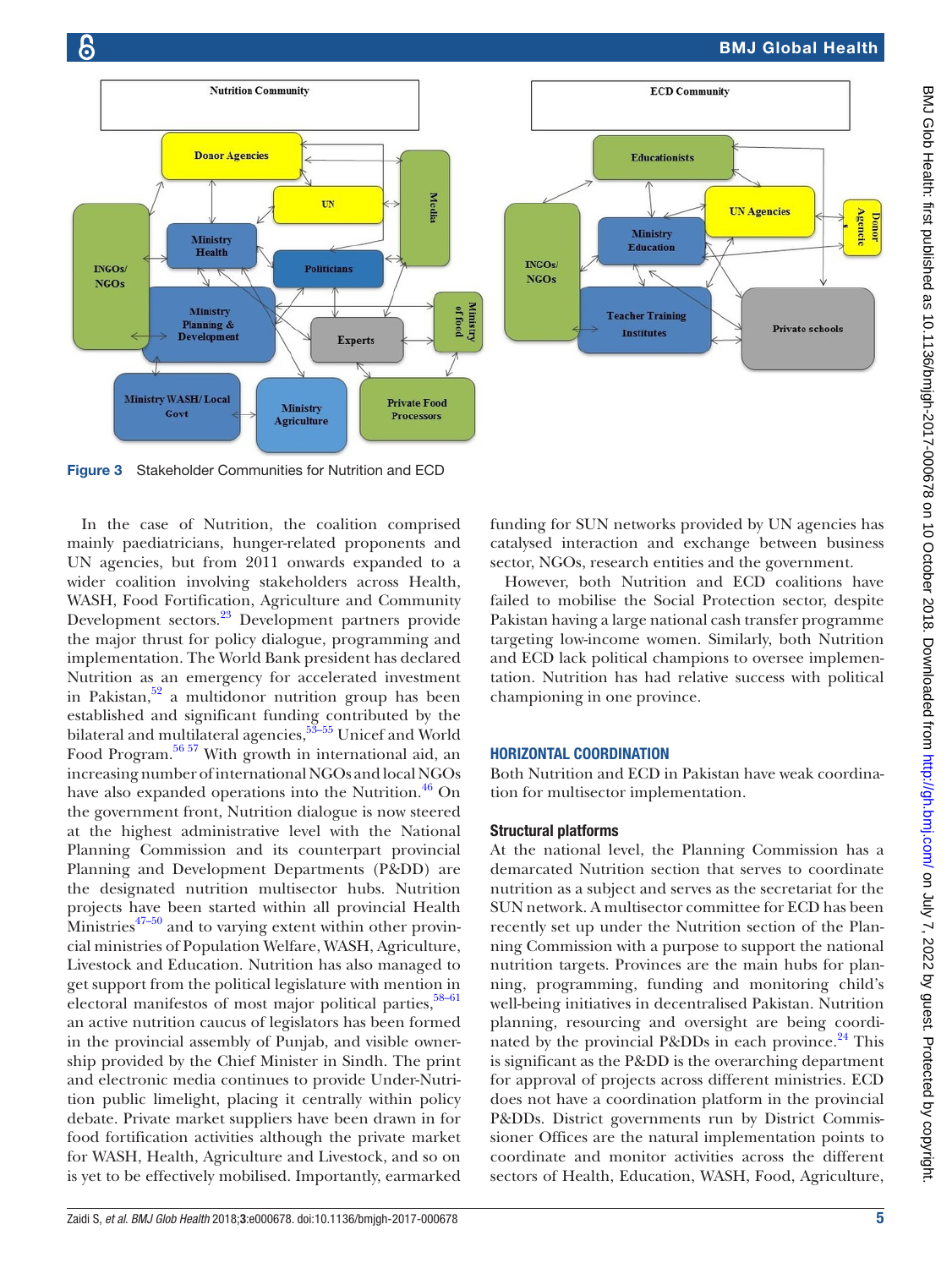Figure 3 Stakeholder Communities for Nutrition and ECD

In the case of Nutrition, the coalition comprised mainly paediatricians, hunger-related proponents and UN agencies, but from 2011 onwards expanded to a wider coalition involving stakeholders across Health, WASH, Food Fortification, Agriculture and Community Development sectors.[23] Development partners provide the major thrust for policy dialogue, programming and implementation. The World Bank president has declared Nutrition as an emergency for accelerated investment in Pakistan,[52] a multidonor nutrition group has been established and significant funding contributed by the bilateral and multilateral agencies,[53–55] Unicef and World Food Program.[56 57] With growth in international aid, an increasing number of international NGOs and local NGOs have also expanded operations into the Nutrition.[46] On the government front, Nutrition dialogue is now steered at the highest administrative level with the National Planning Commission and its counterpart provincial Planning and Development Departments (P&DD) are the designated nutrition multisector hubs. Nutrition projects have been started within all provincial Health Ministries[47–50] and to varying extent within other provincial ministries of Population Welfare, WASH, Agriculture, Livestock and Education. Nutrition has also managed to get support from the political legislature with mention in electoral manifestos of most major political parties,[58–61] an active nutrition caucus of legislators has been formed in the provincial assembly of Punjab, and visible ownership provided by the Chief Minister in Sindh. The print and electronic media continues to provide Under-Nutrition public limelight, placing it centrally within policy debate. Private market suppliers have been drawn in for food fortification activities although the private market for WASH, Health, Agriculture and Livestock, and so on is yet to be effectively mobilised. Importantly, earmarked funding for SUN networks provided by UN agencies has catalysed interaction and exchange between business sector, NGOs, research entities and the government.

However, both Nutrition and ECD coalitions have failed to mobilise the Social Protection sector, despite Pakistan having a large national cash transfer programme targeting low-income women. Similarly, both Nutrition and ECD lack political champions to oversee implementation. Nutrition has had relative success with political championing in one province.

## HORIZONTAL COORDINATION

Both Nutrition and ECD in Pakistan have weak coordination for multisector implementation.

### Structural platforms

At the national level, the Planning Commission has a demarcated Nutrition section that serves to coordinate nutrition as a subject and serves as the secretariat for the SUN network. A multisector committee for ECD has been recently set up under the Nutrition section of the Planning Commission with a purpose to support the national nutrition targets. Provinces are the main hubs for planning, programming, funding and monitoring child's well-being initiatives in decentralised Pakistan. Nutrition planning, resourcing and oversight are being coordinated by the provincial P&DDs in each province.[24] This is significant as the P&DD is the overarching department for approval of projects across different ministries. ECD does not have a coordination platform in the provincial P&DDs. District governments run by District Commissioner Offices are the natural implementation points to coordinate and monitor activities across the different sectors of Health, Education, WASH, Food, Agriculture,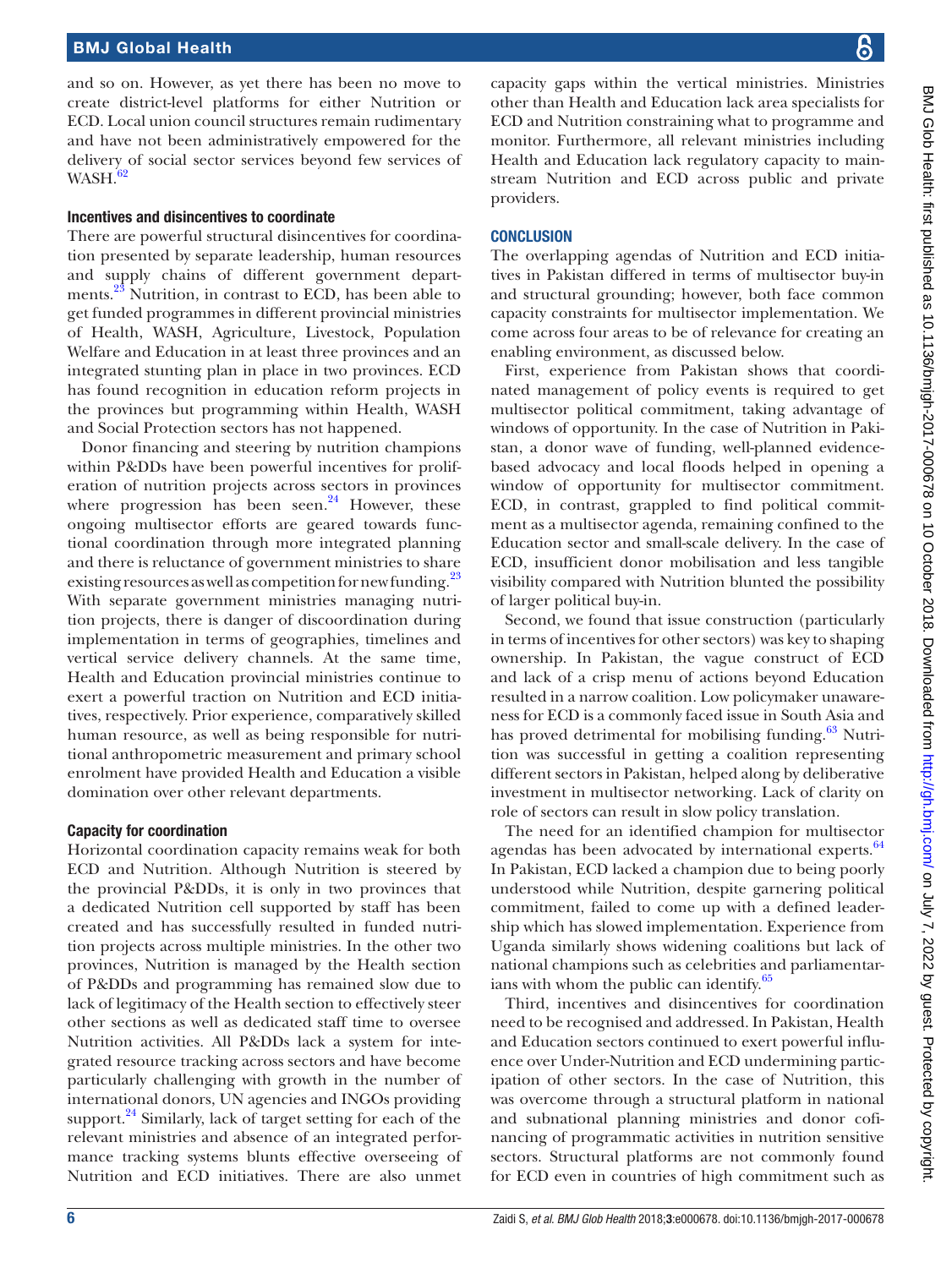and so on. However, as yet there has been no move to create district-level platforms for either Nutrition or ECD. Local union council structures remain rudimentary and have not been administratively empowered for the delivery of social sector services beyond few services of WASH.[62]

### Incentives and disincentives to coordinate

There are powerful structural disincentives for coordination presented by separate leadership, human resources and supply chains of different government departments.[23] Nutrition, in contrast to ECD, has been able to get funded programmes in different provincial ministries of Health, WASH, Agriculture, Livestock, Population Welfare and Education in at least three provinces and an integrated stunting plan in place in two provinces. ECD has found recognition in education reform projects in the provinces but programming within Health, WASH and Social Protection sectors has not happened.

Donor financing and steering by nutrition champions within P&DDs have been powerful incentives for proliferation of nutrition projects across sectors in provinces where progression has been seen.[24] However, these ongoing multisector efforts are geared towards functional coordination through more integrated planning and there is reluctance of government ministries to share existing resources as well as competition for new funding.[23] With separate government ministries managing nutrition projects, there is danger of discoordination during implementation in terms of geographies, timelines and vertical service delivery channels. At the same time, Health and Education provincial ministries continue to exert a powerful traction on Nutrition and ECD initiatives, respectively. Prior experience, comparatively skilled human resource, as well as being responsible for nutritional anthropometric measurement and primary school enrolment have provided Health and Education a visible domination over other relevant departments.

### Capacity for coordination

Horizontal coordination capacity remains weak for both ECD and Nutrition. Although Nutrition is steered by the provincial P&DDs, it is only in two provinces that a dedicated Nutrition cell supported by staff has been created and has successfully resulted in funded nutrition projects across multiple ministries. In the other two provinces, Nutrition is managed by the Health section of P&DDs and programming has remained slow due to lack of legitimacy of the Health section to effectively steer other sections as well as dedicated staff time to oversee Nutrition activities. All P&DDs lack a system for integrated resource tracking across sectors and have become particularly challenging with growth in the number of international donors, UN agencies and INGOs providing support.[24] Similarly, lack of target setting for each of the relevant ministries and absence of an integrated performance tracking systems blunts effective overseeing of Nutrition and ECD initiatives. There are also unmet capacity gaps within the vertical ministries. Ministries other than Health and Education lack area specialists for ECD and Nutrition constraining what to programme and monitor. Furthermore, all relevant ministries including Health and Education lack regulatory capacity to mainstream Nutrition and ECD across public and private providers.

## CONCLUSION

The overlapping agendas of Nutrition and ECD initiatives in Pakistan differed in terms of multisector buy-in and structural grounding; however, both face common capacity constraints for multisector implementation. We come across four areas to be of relevance for creating an enabling environment, as discussed below.

First, experience from Pakistan shows that coordinated management of policy events is required to get multisector political commitment, taking advantage of windows of opportunity. In the case of Nutrition in Pakistan, a donor wave of funding, well-planned evidence-based advocacy and local floods helped in opening a window of opportunity for multisector commitment. ECD, in contrast, grappled to find political commitment as a multisector agenda, remaining confined to the Education sector and small-scale delivery. In the case of ECD, insufficient donor mobilisation and less tangible visibility compared with Nutrition blunted the possibility of larger political buy-in.

Second, we found that issue construction (particularly in terms of incentives for other sectors) was key to shaping ownership. In Pakistan, the vague construct of ECD and lack of a crisp menu of actions beyond Education resulted in a narrow coalition. Low policymaker unawareness for ECD is a commonly faced issue in South Asia and has proved detrimental for mobilising funding.[63] Nutrition was successful in getting a coalition representing different sectors in Pakistan, helped along by deliberative investment in multisector networking. Lack of clarity on role of sectors can result in slow policy translation.

The need for an identified champion for multisector agendas has been advocated by international experts.[64] In Pakistan, ECD lacked a champion due to being poorly understood while Nutrition, despite garnering political commitment, failed to come up with a defined leadership which has slowed implementation. Experience from Uganda similarly shows widening coalitions but lack of national champions such as celebrities and parliamentarians with whom the public can identify.[65]

Third, incentives and disincentives for coordination need to be recognised and addressed. In Pakistan, Health and Education sectors continued to exert powerful influence over Under-Nutrition and ECD undermining participation of other sectors. In the case of Nutrition, this was overcome through a structural platform in national and subnational planning ministries and donor cofinancing of programmatic activities in nutrition sensitive sectors. Structural platforms are not commonly found for ECD even in countries of high commitment such as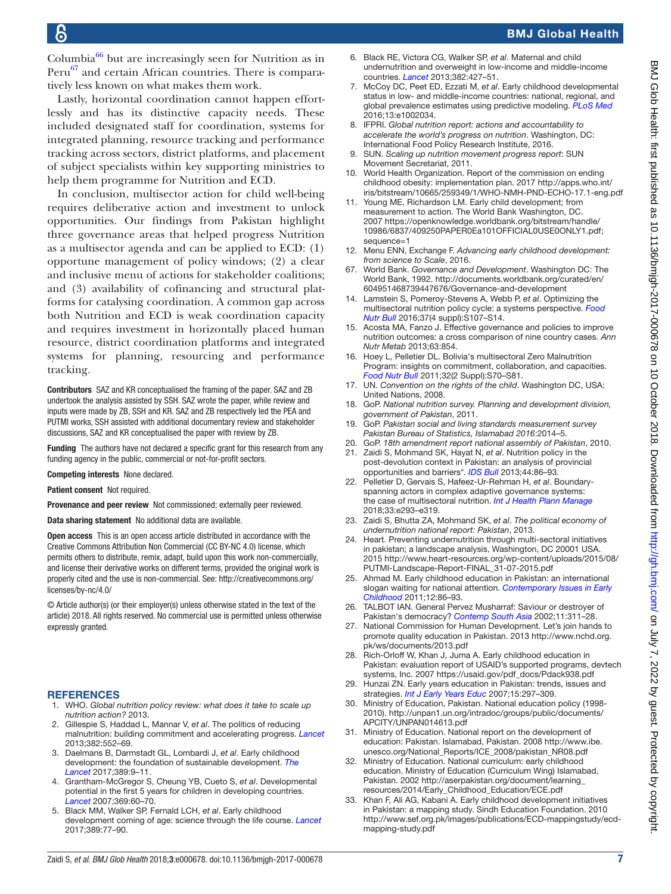Columbia[66] but are increasingly seen for Nutrition as in Peru[67] and certain African countries. There is comparatively less known on what makes them work.

Lastly, horizontal coordination cannot happen effortlessly and has its distinctive capacity needs. These included designated staff for coordination, systems for integrated planning, resource tracking and performance tracking across sectors, district platforms, and placement of subject specialists within key supporting ministries to help them programme for Nutrition and ECD.

In conclusion, multisector action for child well-being requires deliberative action and investment to unlock opportunities. Our findings from Pakistan highlight three governance areas that helped progress Nutrition as a multisector agenda and can be applied to ECD: (1) opportune management of policy windows; (2) a clear and inclusive menu of actions for stakeholder coalitions; and (3) availability of cofinancing and structural platforms for catalysing coordination. A common gap across both Nutrition and ECD is weak coordination capacity and requires investment in horizontally placed human resource, district coordination platforms and integrated systems for planning, resourcing and performance tracking.

**Contributors** SAZ and KR conceptualised the framing of the paper. SAZ and ZB undertook the analysis assisted by SSH. SAZ wrote the paper, while review and inputs were made by ZB, SSH and KR. SAZ and ZB respectively led the PEA and PUTMI works, SSH assisted with additional documentary review and stakeholder discussions, SAZ and KR conceptualised the paper with review by ZB.

**Funding** The authors have not declared a specific grant for this research from any funding agency in the public, commercial or not-for-profit sectors.

**Competing interests** None declared.

**Patient consent** Not required.

**Provenance and peer review** Not commissioned; externally peer reviewed.

**Data sharing statement** No additional data are available.

**Open access** This is an open access article distributed in accordance with the Creative Commons Attribution Non Commercial (CC BY-NC 4.0) license, which permits others to distribute, remix, adapt, build upon this work non-commercially, and license their derivative works on different terms, provided the original work is properly cited and the use is non-commercial. See: http://creativecommons.org/licenses/by-nc/4.0/

© Article author(s) (or their employer(s) unless otherwise stated in the text of the article) 2018. All rights reserved. No commercial use is permitted unless otherwise expressly granted.

## REFERENCES

1. WHO. *Global nutrition policy review: what does it take to scale up nutrition action?* 2013.
2. Gillespie S, Haddad L, Mannar V, *et al*. The politics of reducing malnutrition: building commitment and accelerating progress. *Lancet* 2013;382:552–69.
3. Daelmans B, Darmstadt GL, Lombardi J, *et al*. Early childhood development: the foundation of sustainable development. *The Lancet* 2017;389:9–11.
4. Grantham-McGregor S, Cheung YB, Cueto S, *et al*. Developmental potential in the first 5 years for children in developing countries. *Lancet* 2007;369:60–70.
5. Black MM, Walker SP, Fernald LCH, *et al*. Early childhood development coming of age: science through the life course. *Lancet* 2017;389:77–90.
6. Black RE, Victora CG, Walker SP, *et al*. Maternal and child undernutrition and overweight in low-income and middle-income countries. *Lancet* 2013;382:427–51.
7. McCoy DC, Peet ED, Ezzati M, *et al*. Early childhood developmental status in low- and middle-income countries: national, regional, and global prevalence estimates using predictive modeling. *PLoS Med* 2016;13:e1002034.
8. IFPRI. *Global nutrition report: actions and accountability to accelerate the world's progress on nutrition*. Washington, DC: International Food Policy Research Institute, 2016.
9. SUN. *Scaling up nutrition movement progress report*: SUN Movement Secretariat, 2011.
10. World Health Organization. Report of the commission on ending childhood obesity: implementation plan. 2017 http://apps.who.int/iris/bitstream/10665/259349/1/WHO-NMH-PND-ECHO-17.1-eng.pdf
11. Young ME, Richardson LM. Early child development; from measurement to action. The World Bank Washington, DC. 2007 https://openknowledge.worldbank.org/bitstream/handle/10986/6837/409250PAPER0Ea101OFFICIAL0USE0ONLY1.pdf; sequence=1
12. Menu ENN, Exchange F. *Advancing early childhood development: from science to Scale*, 2016.
67. World Bank. *Governance and Development*. Washington DC: The World Bank, 1992. http://documents.worldbank.org/curated/en/604951468739447676/Governance-and-development
14. Lamstein S, Pomeroy-Stevens A, Webb P, *et al*. Optimizing the multisectoral nutrition policy cycle: a systems perspective. *Food Nutr Bull* 2016;37(4 suppl):S107–S14.
15. Acosta MA, Fanzo J. Effective governance and policies to improve nutrition outcomes: a cross comparison of nine country cases. *Ann Nutr Metab* 2013;63:854.
16. Hoey L, Pelletier DL. Bolivia's multisectoral Zero Malnutrition Program: insights on commitment, collaboration, and capacities. *Food Nutr Bull* 2011;32(2 Suppl):S70–S81.
17. UN. *Convention on the rights of the child*. Washington DC, USA: United Nations, 2008.
18. GoP. *National nutrition survey. Planning and development division, government of Pakistan*, 2011.
19. GoP. *Pakistan social and living standards measurement survey Pakistan Bureau of Statistics, Islamabad 2016*:2014–5.
20. GoP. *18th amendment report national assembly of Pakistan*, 2010.
21. Zaidi S, Mohmand SK, Hayat N, *et al*. Nutrition policy in the post-devolution context in Pakistan: an analysis of provincial opportunities and barriers*. *IDS Bull* 2013;44:86–93.
22. Pelletier D, Gervais S, Hafeez-Ur-Rehman H, *et al*. Boundary-spanning actors in complex adaptive governance systems: the case of multisectoral nutrition. *Int J Health Plann Manage* 2018;33:e293–e319.
23. Zaidi S, Bhutta ZA, Mohmand SK, *et al*. *The political economy of undernutrition national report: Pakistan*, 2013.
24. Heart. Preventing undernutrition through multi-sectoral initiatives in pakistan; a landscape analysis, Washington, DC 20001 USA. 2015 http://www.heart-resources.org/wp-content/uploads/2015/08/PUTMI-Landscape-Report-FINAL_31-07-2015.pdf
25. Ahmad M. Early childhood education in Pakistan: an international slogan waiting for national attention. *Contemporary Issues in Early Childhood* 2011;12:86–93.
26. TALBOT IAN. General Pervez Musharraf: Saviour or destroyer of Pakistan's democracy? *Contemp South Asia* 2002;11:311–28.
27. National Commission for Human Development. Let's join hands to promote quality education in Pakistan. 2013 http://www.nchd.org.pk/ws/documents/2013.pdf
28. Rich-Orloff W, Khan J, Juma A. Early childhood education in Pakistan: evaluation report of USAID's supported programs, devtech systems, Inc. 2007 https://usaid.gov/pdf_docs/Pdack938.pdf
29. Hunzai ZN. Early years education in Pakistan: trends, issues and strategies. *Int J Early Years Educ* 2007;15:297–309.
30. Ministry of Education, Pakistan. National education policy (1998-2010). http://unpan1.un.org/intradoc/groups/public/documents/APCITY/UNPAN014613.pdf
31. Ministry of Education. National report on the development of education: Pakistan. Islamabad, Pakistan. 2008 http://www.ibe.unesco.org/National_Reports/ICE_2008/pakistan_NR08.pdf
32. Ministry of Education. National curriculum: early childhood education. Ministry of Education (Curriculum Wing) Islamabad, Pakistan. 2002 http://aserpakistan.org/document/learning_resources/2014/Early_Childhood_Education/ECE.pdf
33. Khan F, Ali AG, Kabani A. Early childhood development initiatives in Pakistan: a mapping study. Sindh Education Foundation. 2010 http://www.sef.org.pk/images/publications/ECD-mappingstudy/ecd-mapping-study.pdf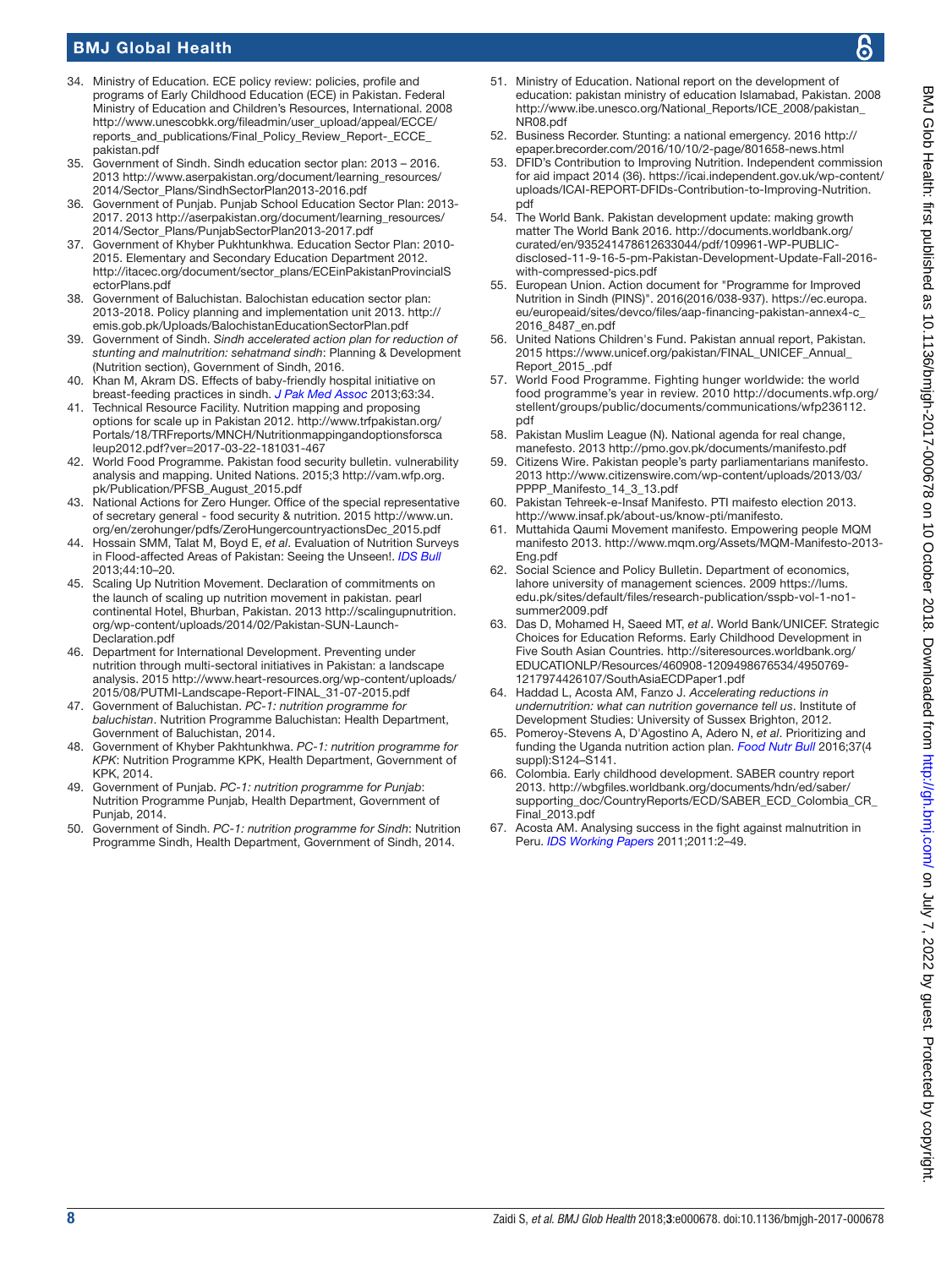34. Ministry of Education. ECE policy review: policies, profile and programs of Early Childhood Education (ECE) in Pakistan. Federal Ministry of Education and Children's Resources, International. 2008 http://www.unescobkk.org/fileadmin/user_upload/appeal/ECCE/reports_and_publications/Final_Policy_Review_Report-_ECCE_pakistan.pdf
35. Government of Sindh. Sindh education sector plan: 2013 – 2016. 2013 http://www.aserpakistan.org/document/learning_resources/2014/Sector_Plans/SindhSectorPlan2013-2016.pdf
36. Government of Punjab. Punjab School Education Sector Plan: 2013-2017. 2013 http://aserpakistan.org/document/learning_resources/2014/Sector_Plans/PunjabSectorPlan2013-2017.pdf
37. Government of Khyber Pukhtunkhwa. Education Sector Plan: 2010-2015. Elementary and Secondary Education Department 2012. http://itacec.org/document/sector_plans/ECEinPakistanProvincialSectorPlans.pdf
38. Government of Baluchistan. Balochistan education sector plan: 2013-2018. Policy planning and implementation unit 2013. http://emis.gob.pk/Uploads/BalochistanEducationSectorPlan.pdf
39. Government of Sindh. *Sindh accelerated action plan for reduction of stunting and malnutrition: sehatmand sindh*: Planning & Development (Nutrition section), Government of Sindh, 2016.
40. Khan M, Akram DS. Effects of baby-friendly hospital initiative on breast-feeding practices in sindh. *J Pak Med Assoc* 2013;63:34.
41. Technical Resource Facility. Nutrition mapping and proposing options for scale up in Pakistan 2012. http://www.trfpakistan.org/Portals/18/TRFreports/MNCH/Nutritionmappingandoptionsforscaleup2012.pdf?ver=2017-03-22-181031-467
42. World Food Programme. Pakistan food security bulletin. vulnerability analysis and mapping. United Nations. 2015;3 http://vam.wfp.org.pk/Publication/PFSB_August_2015.pdf
43. National Actions for Zero Hunger. Office of the special representative of secretary general - food security & nutrition. 2015 http://www.un.org/en/zerohunger/pdfs/ZeroHungercountryactionsDec_2015.pdf
44. Hossain SMM, Talat M, Boyd E, *et al*. Evaluation of Nutrition Surveys in Flood-affected Areas of Pakistan: Seeing the Unseen!. *IDS Bull* 2013;44:10–20.
45. Scaling Up Nutrition Movement. Declaration of commitments on the launch of scaling up nutrition movement in pakistan. pearl continental Hotel, Bhurban, Pakistan. 2013 http://scalingupnutrition.org/wp-content/uploads/2014/02/Pakistan-SUN-Launch-Declaration.pdf
46. Department for International Development. Preventing under nutrition through multi-sectoral initiatives in Pakistan: a landscape analysis. 2015 http://www.heart-resources.org/wp-content/uploads/2015/08/PUTMI-Landscape-Report-FINAL_31-07-2015.pdf
47. Government of Baluchistan. *PC-1: nutrition programme for baluchistan*. Nutrition Programme Baluchistan: Health Department, Government of Baluchistan, 2014.
48. Government of Khyber Pakhtunkhwa. *PC-1: nutrition programme for KPK*: Nutrition Programme KPK, Health Department, Government of KPK, 2014.
49. Government of Punjab. *PC-1: nutrition programme for Punjab*: Nutrition Programme Punjab, Health Department, Government of Punjab, 2014.
50. Government of Sindh. *PC-1: nutrition programme for Sindh*: Nutrition Programme Sindh, Health Department, Government of Sindh, 2014.
51. Ministry of Education. National report on the development of education: pakistan ministry of education Islamabad, Pakistan. 2008 http://www.ibe.unesco.org/National_Reports/ICE_2008/pakistan_NR08.pdf
52. Business Recorder. Stunting: a national emergency. 2016 http://epaper.brecorder.com/2016/10/10/2-page/801658-news.html
53. DFID's Contribution to Improving Nutrition. Independent commission for aid impact 2014 (36). https://icai.independent.gov.uk/wp-content/uploads/ICAI-REPORT-DFIDs-Contribution-to-Improving-Nutrition.pdf
54. The World Bank. Pakistan development update: making growth matter The World Bank 2016. http://documents.worldbank.org/curated/en/935241478612633044/pdf/109961-WP-PUBLIC-disclosed-11-9-16-5-pm-Pakistan-Development-Update-Fall-2016-with-compressed-pics.pdf
55. European Union. Action document for "Programme for Improved Nutrition in Sindh (PINS)". 2016(2016/038-937). https://ec.europa.eu/europeaid/sites/devco/files/aap-financing-pakistan-annex4-c_2016_8487_en.pdf
56. United Nations Children's Fund. Pakistan annual report, Pakistan. 2015 https://www.unicef.org/pakistan/FINAL_UNICEF_Annual_Report_2015_.pdf
57. World Food Programme. Fighting hunger worldwide: the world food programme's year in review. 2010 http://documents.wfp.org/stellent/groups/public/documents/communications/wfp236112.pdf
58. Pakistan Muslim League (N). National agenda for real change, manefesto. 2013 http://pmo.gov.pk/documents/manifesto.pdf
59. Citizens Wire. Pakistan people's party parliamentarians manifesto. 2013 http://www.citizenswire.com/wp-content/uploads/2013/03/PPPP_Manifesto_14_3_13.pdf
60. Pakistan Tehreek-e-Insaf Manifesto. PTI maifesto election 2013. http://www.insaf.pk/about-us/know-pti/manifesto.
61. Muttahida Qaumi Movement manifesto. Empowering people MQM manifesto 2013. http://www.mqm.org/Assets/MQM-Manifesto-2013-Eng.pdf
62. Social Science and Policy Bulletin. Department of economics, lahore university of management sciences. 2009 https://lums.edu.pk/sites/default/files/research-publication/sspb-vol-1-no1-summer2009.pdf
63. Das D, Mohamed H, Saeed MT, *et al*. World Bank/UNICEF. Strategic Choices for Education Reforms. Early Childhood Development in Five South Asian Countries. http://siteresources.worldbank.org/EDUCATIONLP/Resources/460908-1209498676534/4950769-1217974426107/SouthAsiaECDPaper1.pdf
64. Haddad L, Acosta AM, Fanzo J. *Accelerating reductions in undernutrition: what can nutrition governance tell us*. Institute of Development Studies: University of Sussex Brighton, 2012.
65. Pomeroy-Stevens A, D'Agostino A, Adero N, *et al*. Prioritizing and funding the Uganda nutrition action plan. *Food Nutr Bull* 2016;37(4 suppl):S124–S141.
66. Colombia. Early childhood development. SABER country report 2013. http://wbgfiles.worldbank.org/documents/hdn/ed/saber/supporting_doc/CountryReports/ECD/SABER_ECD_Colombia_CR_Final_2013.pdf
67. Acosta AM. Analysing success in the fight against malnutrition in Peru. *IDS Working Papers* 2011;2011:2–49.